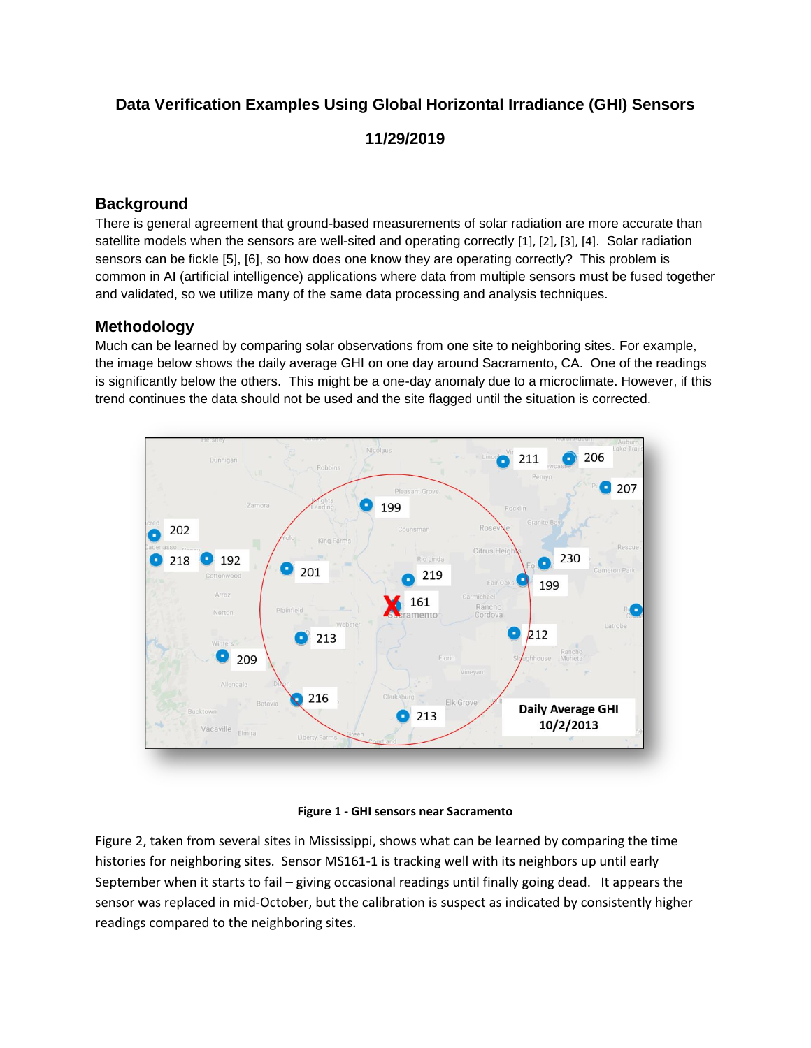# Data Verification Examples Using Global Horizontal Irradiance (GHI) Sensors

**11/29/2019**

## Background

There is general agreement that ground-based measurements of solar radiation are more accurate than satellite models when the sensors are well-sited and operating correctly [1], [2], [3], [4]. Solar radiation sensors can be fickle [5], [6], so how does one know they are operating correctly? This problem is common in AI (artificial intelligence) applications where data from multiple sensors must be fused together and validated, so we utilize many of the same data processing and analysis techniques.

## Methodology

Much can be learned by comparing solar observations from one site to neighboring sites. For example, the image below shows the daily average GHI on one day around Sacramento, CA. One of the readings is significantly below the others. This might be a one-day anomaly due to a microclimate. However, if this trend continues the data should not be used and the site flagged until the situation is corrected.

**Figure 1 - GHI sensors near Sacramento**

Figure 2, taken from several sites in Mississippi, shows what can be learned by comparing the time histories for neighboring sites. Sensor MS161-1 is tracking well with its neighbors up until early September when it starts to fail – giving occasional readings until finally going dead. It appears the sensor was replaced in mid-October, but the calibration is suspect as indicated by consistently higher readings compared to the neighboring sites.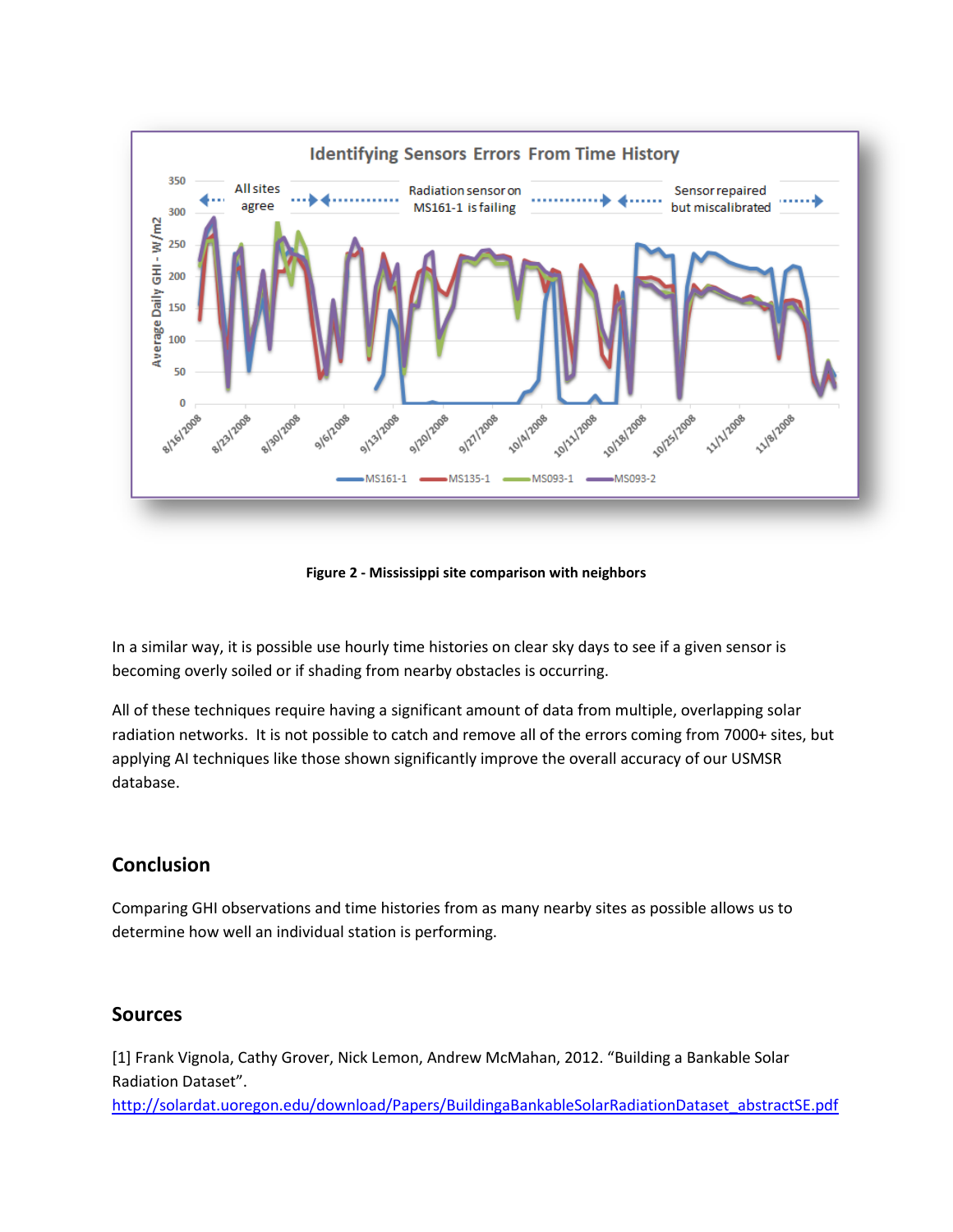**Figure 2 - Mississippi site comparison with neighbors**

In a similar way, it is possible use hourly time histories on clear sky days to see if a given sensor is becoming overly soiled or if shading from nearby obstacles is occurring.

All of these techniques require having a significant amount of data from multiple, overlapping solar radiation networks. It is not possible to catch and remove all of the errors coming from 7000+ sites, but applying AI techniques like those shown significantly improve the overall accuracy of our USMSR database.

## Conclusion

Comparing GHI observations and time histories from as many nearby sites as possible allows us to determine how well an individual station is performing.

## Sources

[1] Frank Vignola, Cathy Grover, Nick Lemon, Andrew McMahan, 2012. "Building a Bankable Solar Radiation Dataset". http://solardat.uoregon.edu/download/Papers/BuildingaBankableSolarRadiationDataset_abstractSE.pdf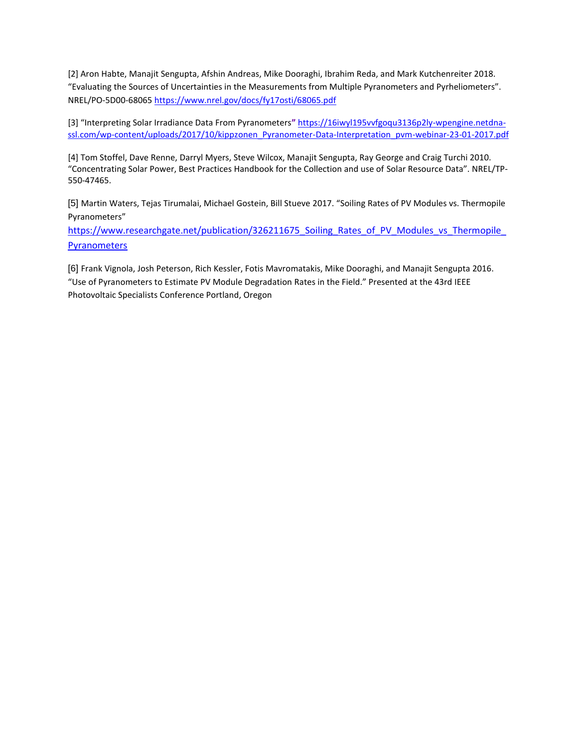[2] Aron Habte, Manajit Sengupta, Afshin Andreas, Mike Dooraghi, Ibrahim Reda, and Mark Kutchenreiter 2018. "Evaluating the Sources of Uncertainties in the Measurements from Multiple Pyranometers and Pyrheliometers". NREL/PO-5D00-68065 https://www.nrel.gov/docs/fy17osti/68065.pdf

[3] "Interpreting Solar Irradiance Data From Pyranometers" https://16iwyl195vvfgoqu3136p2ly-wpengine.netdna-ssl.com/wp-content/uploads/2017/10/kippzonen_Pyranometer-Data-Interpretation_pvm-webinar-23-01-2017.pdf

[4] Tom Stoffel, Dave Renne, Darryl Myers, Steve Wilcox, Manajit Sengupta, Ray George and Craig Turchi 2010. "Concentrating Solar Power, Best Practices Handbook for the Collection and use of Solar Resource Data". NREL/TP-550-47465.

[5] Martin Waters, Tejas Tirumalai, Michael Gostein, Bill Stueve 2017. "Soiling Rates of PV Modules vs. Thermopile Pyranometers" https://www.researchgate.net/publication/326211675_Soiling_Rates_of_PV_Modules_vs_Thermopile_Pyranometers

[6] Frank Vignola, Josh Peterson, Rich Kessler, Fotis Mavromatakis, Mike Dooraghi, and Manajit Sengupta 2016. "Use of Pyranometers to Estimate PV Module Degradation Rates in the Field." Presented at the 43rd IEEE Photovoltaic Specialists Conference Portland, Oregon